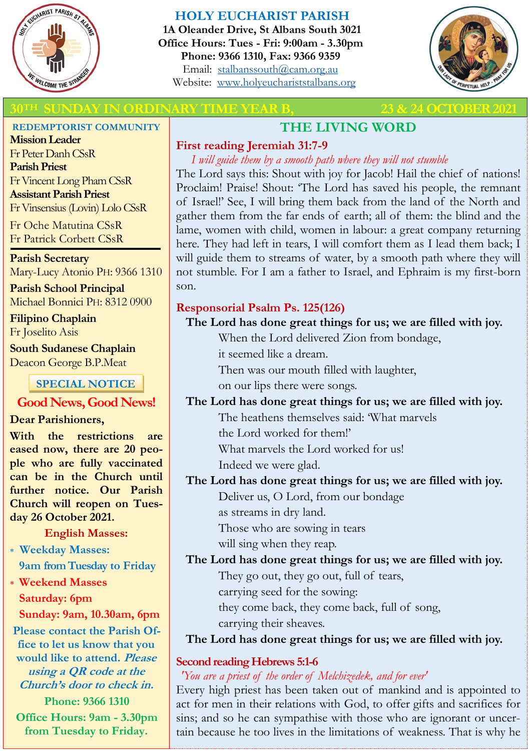# HOLY EUCHARIST PARISH

**1A Oleander Drive, St Albans South 3021**
**Office Hours: Tues - Fri: 9:00am - 3.30pm**
**Phone: 9366 1310, Fax: 9366 9359**
Email: stalbanssouth@cam.org.au
Website: www.holyeucharistalbans.org

## 30TH SUNDAY IN ORDINARY TIME YEAR B, 23 & 24 OCTOBER 2021

### REDEMPTORIST COMMUNITY

**Mission Leader**
Fr Peter Danh CSsR
**Parish Priest**
Fr Vincent Long Pham CSsR
**Assistant Parish Priest**
Fr Vinsensius (Lovin) Lolo CSsR
Fr Oche Matutina CSsR
Fr Patrick Corbett CSsR

**Parish Secretary**
Mary-Lucy Atonio PH: 9366 1310
**Parish School Principal**
Michael Bonnici PH: 8312 0900
**Filipino Chaplain**
Fr Joselito Asis
**South Sudanese Chaplain**
Deacon George B.P.Meat

### SPECIAL NOTICE

**Good News, Good News!**

**Dear Parishioners,**

**With the restrictions are eased now, there are 20 people who are fully vaccinated can be in the Church until further notice. Our Parish Church will reopen on Tuesday 26 October 2021.**

**English Masses:**

- **Weekday Masses:**
  **9am from Tuesday to Friday**
- **Weekend Masses**
  **Saturday: 6pm**
  **Sunday: 9am, 10.30am, 6pm**

**Please contact the Parish Office to let us know that you would like to attend. *Please using a QR code at the Church's door to check in.***

**Phone: 9366 1310**

**Office Hours: 9am - 3.30pm from Tuesday to Friday.**

## THE LIVING WORD

### First reading Jeremiah 31:7-9

*I will guide them by a smooth path where they will not stumble*

The Lord says this: Shout with joy for Jacob! Hail the chief of nations! Proclaim! Praise! Shout: 'The Lord has saved his people, the remnant of Israel!' See, I will bring them back from the land of the North and gather them from the far ends of earth; all of them: the blind and the lame, women with child, women in labour: a great company returning here. They had left in tears, I will comfort them as I lead them back; I will guide them to streams of water, by a smooth path where they will not stumble. For I am a father to Israel, and Ephraim is my first-born son.

### Responsorial Psalm Ps. 125(126)

**The Lord has done great things for us; we are filled with joy.**

When the Lord delivered Zion from bondage,
it seemed like a dream.
Then was our mouth filled with laughter,
on our lips there were songs.

**The Lord has done great things for us; we are filled with joy.**

The heathens themselves said: 'What marvels
the Lord worked for them!'
What marvels the Lord worked for us!
Indeed we were glad.

**The Lord has done great things for us; we are filled with joy.**

Deliver us, O Lord, from our bondage
as streams in dry land.
Those who are sowing in tears
will sing when they reap.

**The Lord has done great things for us; we are filled with joy.**

They go out, they go out, full of tears,
carrying seed for the sowing:
they come back, they come back, full of song,
carrying their sheaves.

**The Lord has done great things for us; we are filled with joy.**

### Second reading Hebrews 5:1-6

*'You are a priest of the order of Melchizedek, and for ever'*

Every high priest has been taken out of mankind and is appointed to act for men in their relations with God, to offer gifts and sacrifices for sins; and so he can sympathise with those who are ignorant or uncertain because he too lives in the limitations of weakness. That is why he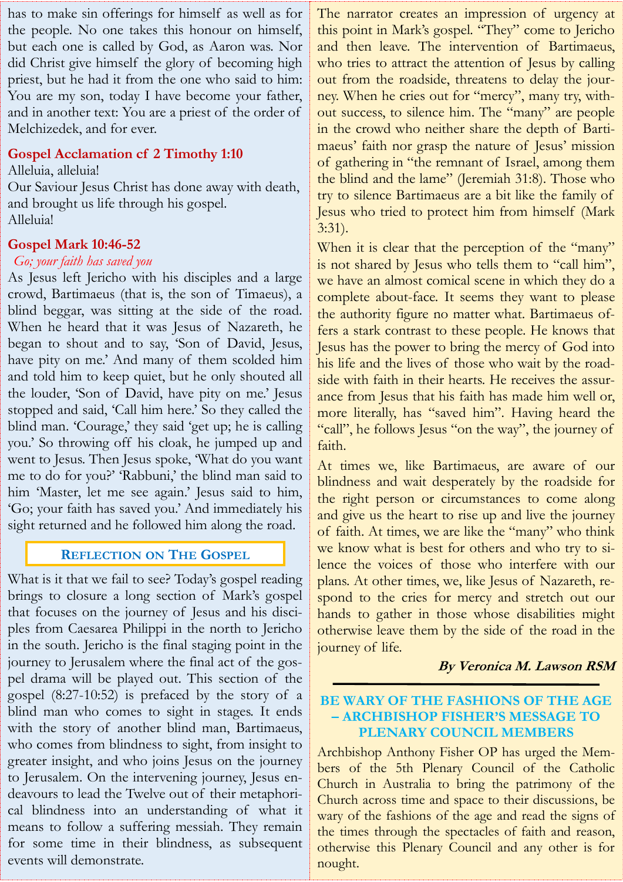has to make sin offerings for himself as well as for the people. No one takes this honour on himself, but each one is called by God, as Aaron was. Nor did Christ give himself the glory of becoming high priest, but he had it from the one who said to him: You are my son, today I have become your father, and in another text: You are a priest of the order of Melchizedek, and for ever.

**Gospel Acclamation cf 2 Timothy 1:10**

Alleluia, alleluia!
Our Saviour Jesus Christ has done away with death, and brought us life through his gospel.
Alleluia!

**Gospel Mark 10:46-52**

*Go; your faith has saved you*

As Jesus left Jericho with his disciples and a large crowd, Bartimaeus (that is, the son of Timaeus), a blind beggar, was sitting at the side of the road. When he heard that it was Jesus of Nazareth, he began to shout and to say, 'Son of David, Jesus, have pity on me.' And many of them scolded him and told him to keep quiet, but he only shouted all the louder, 'Son of David, have pity on me.' Jesus stopped and said, 'Call him here.' So they called the blind man. 'Courage,' they said 'get up; he is calling you.' So throwing off his cloak, he jumped up and went to Jesus. Then Jesus spoke, 'What do you want me to do for you?' 'Rabbuni,' the blind man said to him 'Master, let me see again.' Jesus said to him, 'Go; your faith has saved you.' And immediately his sight returned and he followed him along the road.

## Reflection on The Gospel

What is it that we fail to see? Today's gospel reading brings to closure a long section of Mark's gospel that focuses on the journey of Jesus and his disciples from Caesarea Philippi in the north to Jericho in the south. Jericho is the final staging point in the journey to Jerusalem where the final act of the gospel drama will be played out. This section of the gospel (8:27-10:52) is prefaced by the story of a blind man who comes to sight in stages. It ends with the story of another blind man, Bartimaeus, who comes from blindness to sight, from insight to greater insight, and who joins Jesus on the journey to Jerusalem. On the intervening journey, Jesus endeavours to lead the Twelve out of their metaphorical blindness into an understanding of what it means to follow a suffering messiah. They remain for some time in their blindness, as subsequent events will demonstrate.

The narrator creates an impression of urgency at this point in Mark's gospel. "They" come to Jericho and then leave. The intervention of Bartimaeus, who tries to attract the attention of Jesus by calling out from the roadside, threatens to delay the journey. When he cries out for "mercy", many try, without success, to silence him. The "many" are people in the crowd who neither share the depth of Bartimaeus' faith nor grasp the nature of Jesus' mission of gathering in "the remnant of Israel, among them the blind and the lame" (Jeremiah 31:8). Those who try to silence Bartimaeus are a bit like the family of Jesus who tried to protect him from himself (Mark 3:31).

When it is clear that the perception of the "many" is not shared by Jesus who tells them to "call him", we have an almost comical scene in which they do a complete about-face. It seems they want to please the authority figure no matter what. Bartimaeus offers a stark contrast to these people. He knows that Jesus has the power to bring the mercy of God into his life and the lives of those who wait by the roadside with faith in their hearts. He receives the assurance from Jesus that his faith has made him well or, more literally, has "saved him". Having heard the "call", he follows Jesus "on the way", the journey of faith.

At times we, like Bartimaeus, are aware of our blindness and wait desperately by the roadside for the right person or circumstances to come along and give us the heart to rise up and live the journey of faith. At times, we are like the "many" who think we know what is best for others and who try to silence the voices of those who interfere with our plans. At other times, we, like Jesus of Nazareth, respond to the cries for mercy and stretch out our hands to gather in those whose disabilities might otherwise leave them by the side of the road in the journey of life.

***By Veronica M. Lawson RSM***

## BE WARY OF THE FASHIONS OF THE AGE – ARCHBISHOP FISHER'S MESSAGE TO PLENARY COUNCIL MEMBERS

Archbishop Anthony Fisher OP has urged the Members of the 5th Plenary Council of the Catholic Church in Australia to bring the patrimony of the Church across time and space to their discussions, be wary of the fashions of the age and read the signs of the times through the spectacles of faith and reason, otherwise this Plenary Council and any other is for nought.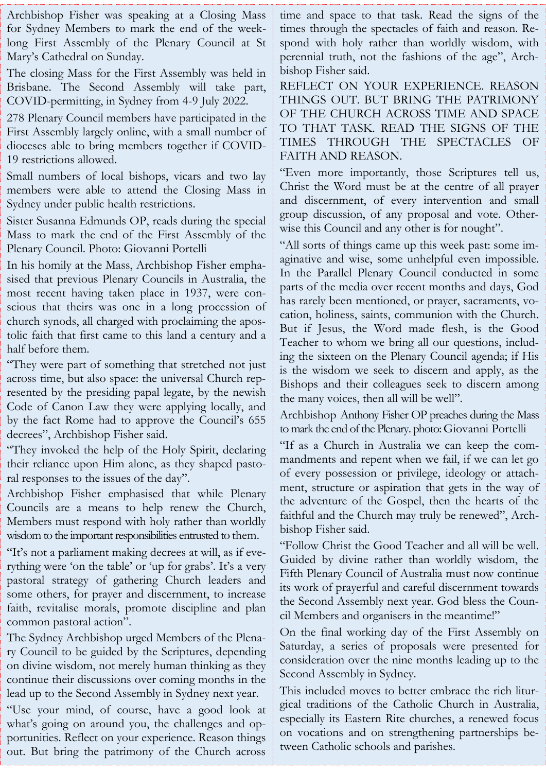Archbishop Fisher was speaking at a Closing Mass for Sydney Members to mark the end of the week-long First Assembly of the Plenary Council at St Mary's Cathedral on Sunday.

The closing Mass for the First Assembly was held in Brisbane. The Second Assembly will take part, COVID-permitting, in Sydney from 4-9 July 2022.

278 Plenary Council members have participated in the First Assembly largely online, with a small number of dioceses able to bring members together if COVID-19 restrictions allowed.

Small numbers of local bishops, vicars and two lay members were able to attend the Closing Mass in Sydney under public health restrictions.

Sister Susanna Edmunds OP, reads during the special Mass to mark the end of the First Assembly of the Plenary Council. Photo: Giovanni Portelli

In his homily at the Mass, Archbishop Fisher emphasised that previous Plenary Councils in Australia, the most recent having taken place in 1937, were conscious that theirs was one in a long procession of church synods, all charged with proclaiming the apostolic faith that first came to this land a century and a half before them.

"They were part of something that stretched not just across time, but also space: the universal Church represented by the presiding papal legate, by the newish Code of Canon Law they were applying locally, and by the fact Rome had to approve the Council's 655 decrees", Archbishop Fisher said.

"They invoked the help of the Holy Spirit, declaring their reliance upon Him alone, as they shaped pastoral responses to the issues of the day".

Archbishop Fisher emphasised that while Plenary Councils are a means to help renew the Church, Members must respond with holy rather than worldly wisdom to the important responsibilities entrusted to them.

"It's not a parliament making decrees at will, as if everything were 'on the table' or 'up for grabs'. It's a very pastoral strategy of gathering Church leaders and some others, for prayer and discernment, to increase faith, revitalise morals, promote discipline and plan common pastoral action".

The Sydney Archbishop urged Members of the Plenary Council to be guided by the Scriptures, depending on divine wisdom, not merely human thinking as they continue their discussions over coming months in the lead up to the Second Assembly in Sydney next year.

"Use your mind, of course, have a good look at what's going on around you, the challenges and opportunities. Reflect on your experience. Reason things out. But bring the patrimony of the Church across time and space to that task. Read the signs of the times through the spectacles of faith and reason. Respond with holy rather than worldly wisdom, with perennial truth, not the fashions of the age", Archbishop Fisher said.

REFLECT ON YOUR EXPERIENCE. REASON THINGS OUT. BUT BRING THE PATRIMONY OF THE CHURCH ACROSS TIME AND SPACE TO THAT TASK. READ THE SIGNS OF THE TIMES THROUGH THE SPECTACLES OF FAITH AND REASON.

"Even more importantly, those Scriptures tell us, Christ the Word must be at the centre of all prayer and discernment, of every intervention and small group discussion, of any proposal and vote. Otherwise this Council and any other is for nought".

"All sorts of things came up this week past: some imaginative and wise, some unhelpful even impossible. In the Parallel Plenary Council conducted in some parts of the media over recent months and days, God has rarely been mentioned, or prayer, sacraments, vocation, holiness, saints, communion with the Church. But if Jesus, the Word made flesh, is the Good Teacher to whom we bring all our questions, including the sixteen on the Plenary Council agenda; if His is the wisdom we seek to discern and apply, as the Bishops and their colleagues seek to discern among the many voices, then all will be well".

Archbishop Anthony Fisher OP preaches during the Mass to mark the end of the Plenary. photo: Giovanni Portelli

"If as a Church in Australia we can keep the commandments and repent when we fail, if we can let go of every possession or privilege, ideology or attachment, structure or aspiration that gets in the way of the adventure of the Gospel, then the hearts of the faithful and the Church may truly be renewed", Archbishop Fisher said.

"Follow Christ the Good Teacher and all will be well. Guided by divine rather than worldly wisdom, the Fifth Plenary Council of Australia must now continue its work of prayerful and careful discernment towards the Second Assembly next year. God bless the Council Members and organisers in the meantime!"

On the final working day of the First Assembly on Saturday, a series of proposals were presented for consideration over the nine months leading up to the Second Assembly in Sydney.

This included moves to better embrace the rich liturgical traditions of the Catholic Church in Australia, especially its Eastern Rite churches, a renewed focus on vocations and on strengthening partnerships between Catholic schools and parishes.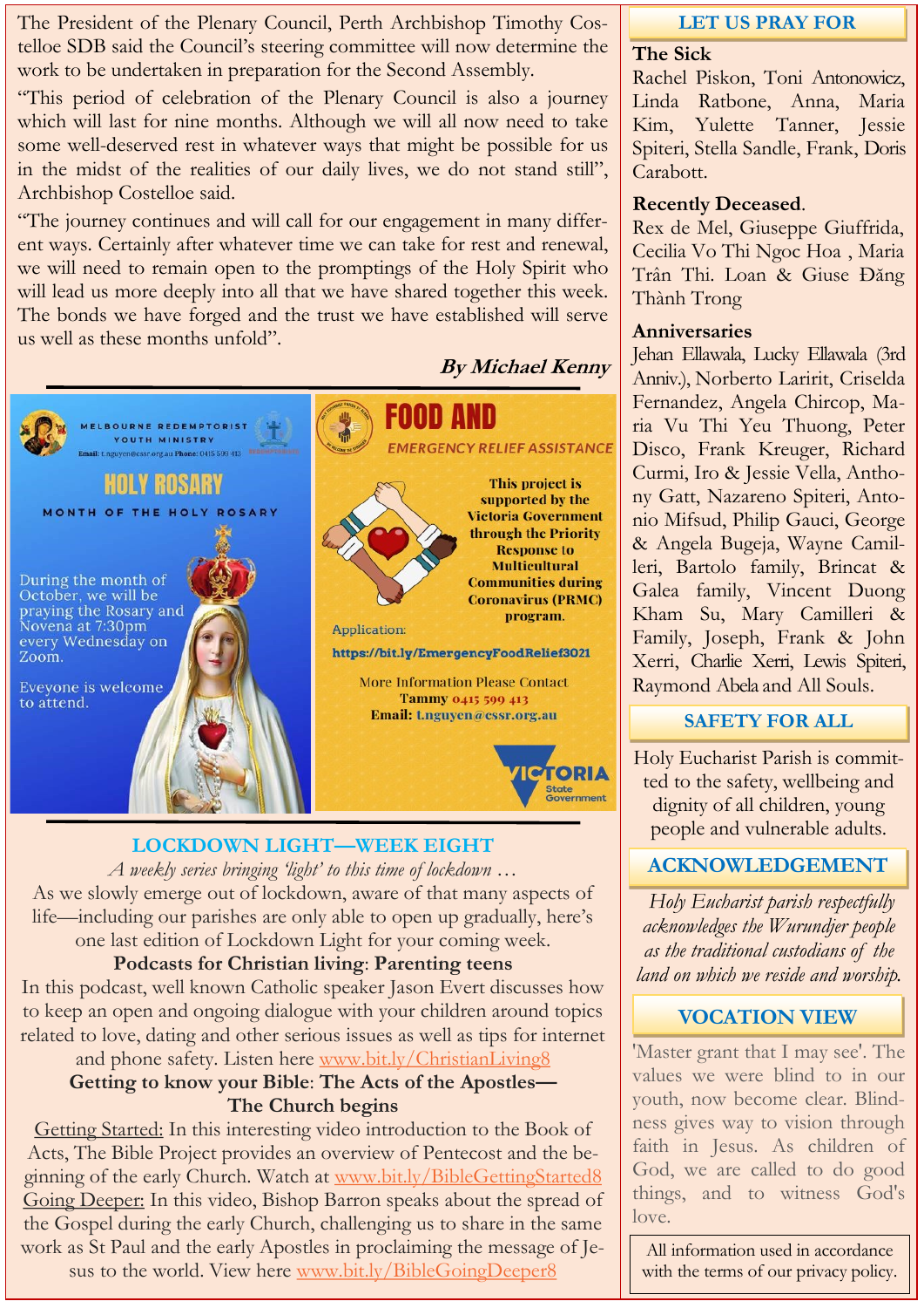The President of the Plenary Council, Perth Archbishop Timothy Costelloe SDB said the Council's steering committee will now determine the work to be undertaken in preparation for the Second Assembly.

"This period of celebration of the Plenary Council is also a journey which will last for nine months. Although we will all now need to take some well-deserved rest in whatever ways that might be possible for us in the midst of the realities of our daily lives, we do not stand still", Archbishop Costelloe said.

"The journey continues and will call for our engagement in many different ways. Certainly after whatever time we can take for rest and renewal, we will need to remain open to the promptings of the Holy Spirit who will lead us more deeply into all that we have shared together this week. The bonds we have forged and the trust we have established will serve us well as these months unfold".

***By Michael Kenny***

MELBOURNE REDEMPTORIST YOUTH MINISTRY
Email: t.nguyen@cssr.org.au Phone: 0415 599 413

# HOLY ROSARY

MONTH OF THE HOLY ROSARY

During the month of October, we will be praying the Rosary and Novena at 7:30pm every Wednesday on Zoom.

Eveyone is welcome to attend.

# FOOD AND EMERGENCY RELIEF ASSISTANCE

This project is supported by the Victoria Government through the Priority Response to Multicultural Communities during Coronavirus (PRMC) program.

Application:
https://bit.ly/EmergencyFoodRelief3021

More Information Please Contact
Tammy 0415 599 413
Email: t.nguyen@cssr.org.au

VICTORIA State Government

## LOCKDOWN LIGHT—WEEK EIGHT

*A weekly series bringing 'light' to this time of lockdown …*

As we slowly emerge out of lockdown, aware of that many aspects of life—including our parishes are only able to open up gradually, here's one last edition of Lockdown Light for your coming week.

**Podcasts for Christian living: Parenting teens**

In this podcast, well known Catholic speaker Jason Evert discusses how to keep an open and ongoing dialogue with your children around topics related to love, dating and other serious issues as well as tips for internet and phone safety. Listen here www.bit.ly/ChristianLiving8

**Getting to know your Bible: The Acts of the Apostles—The Church begins**

Getting Started: In this interesting video introduction to the Book of Acts, The Bible Project provides an overview of Pentecost and the beginning of the early Church. Watch at www.bit.ly/BibleGettingStarted8

Going Deeper: In this video, Bishop Barron speaks about the spread of the Gospel during the early Church, challenging us to share in the same work as St Paul and the early Apostles in proclaiming the message of Jesus to the world. View here www.bit.ly/BibleGoingDeeper8

## LET US PRAY FOR

**The Sick**

Rachel Piskon, Toni Antonowicz, Linda Ratbone, Anna, Maria Kim, Yulette Tanner, Jessie Spiteri, Stella Sandle, Frank, Doris Carabott.

**Recently Deceased.**

Rex de Mel, Giuseppe Giuffrida, Cecilia Vo Thi Ngoc Hoa , Maria Trân Thi. Loan & Giuse Đăng Thành Trong

**Anniversaries**

Jehan Ellawala, Lucky Ellawala (3rd Anniv.), Norberto Laririt, Criselda Fernandez, Angela Chircop, Maria Vu Thi Yeu Thuong, Peter Disco, Frank Kreuger, Richard Curmi, Iro & Jessie Vella, Anthony Gatt, Nazareno Spiteri, Antonio Mifsud, Philip Gauci, George & Angela Bugeja, Wayne Camilleri, Bartolo family, Brincat & Galea family, Vincent Duong Kham Su, Mary Camilleri & Family, Joseph, Frank & John Xerri, Charlie Xerri, Lewis Spiteri, Raymond Abela and All Souls.

## SAFETY FOR ALL

Holy Eucharist Parish is committed to the safety, wellbeing and dignity of all children, young people and vulnerable adults.

## ACKNOWLEDGEMENT

*Holy Eucharist parish respectfully acknowledges the Wurundjer people as the traditional custodians of the land on which we reside and worship.*

## VOCATION VIEW

'Master grant that I may see'. The values we were blind to in our youth, now become clear. Blindness gives way to vision through faith in Jesus. As children of God, we are called to do good things, and to witness God's love.

All information used in accordance with the terms of our privacy policy.